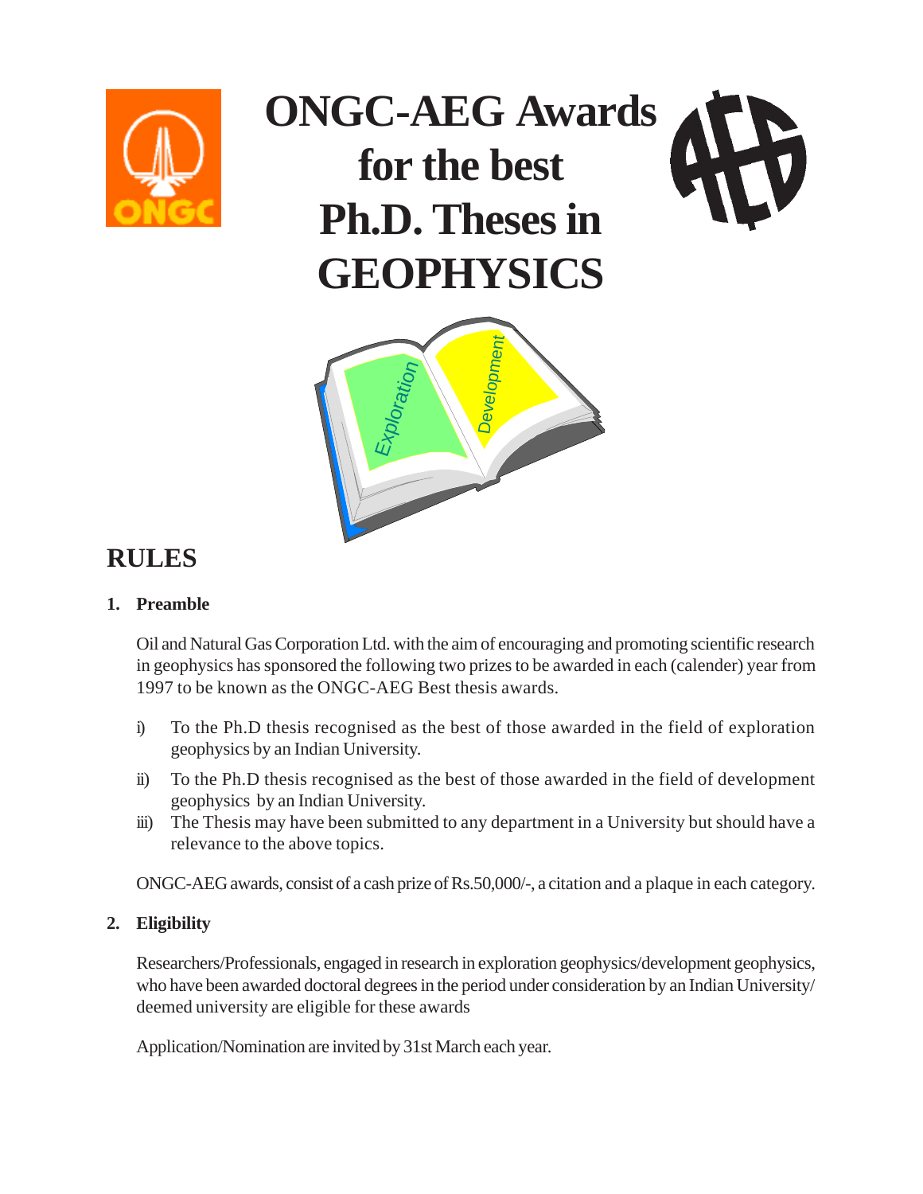# ONGC-AEG Awards for the best Ph.D. Theses in GEOPHYSICS

## RULES

**1. Preamble**

Oil and Natural Gas Corporation Ltd. with the aim of encouraging and promoting scientific research in geophysics has sponsored the following two prizes to be awarded in each (calender) year from 1997 to be known as the ONGC-AEG Best thesis awards.

i) To the Ph.D thesis recognised as the best of those awarded in the field of exploration geophysics by an Indian University.

ii) To the Ph.D thesis recognised as the best of those awarded in the field of development geophysics by an Indian University.

iii) The Thesis may have been submitted to any department in a University but should have a relevance to the above topics.

ONGC-AEG awards, consist of a cash prize of Rs.50,000/-, a citation and a plaque in each category.

**2. Eligibility**

Researchers/Professionals, engaged in research in exploration geophysics/development geophysics, who have been awarded doctoral degrees in the period under consideration by an Indian University/ deemed university are eligible for these awards

Application/Nomination are invited by 31st March each year.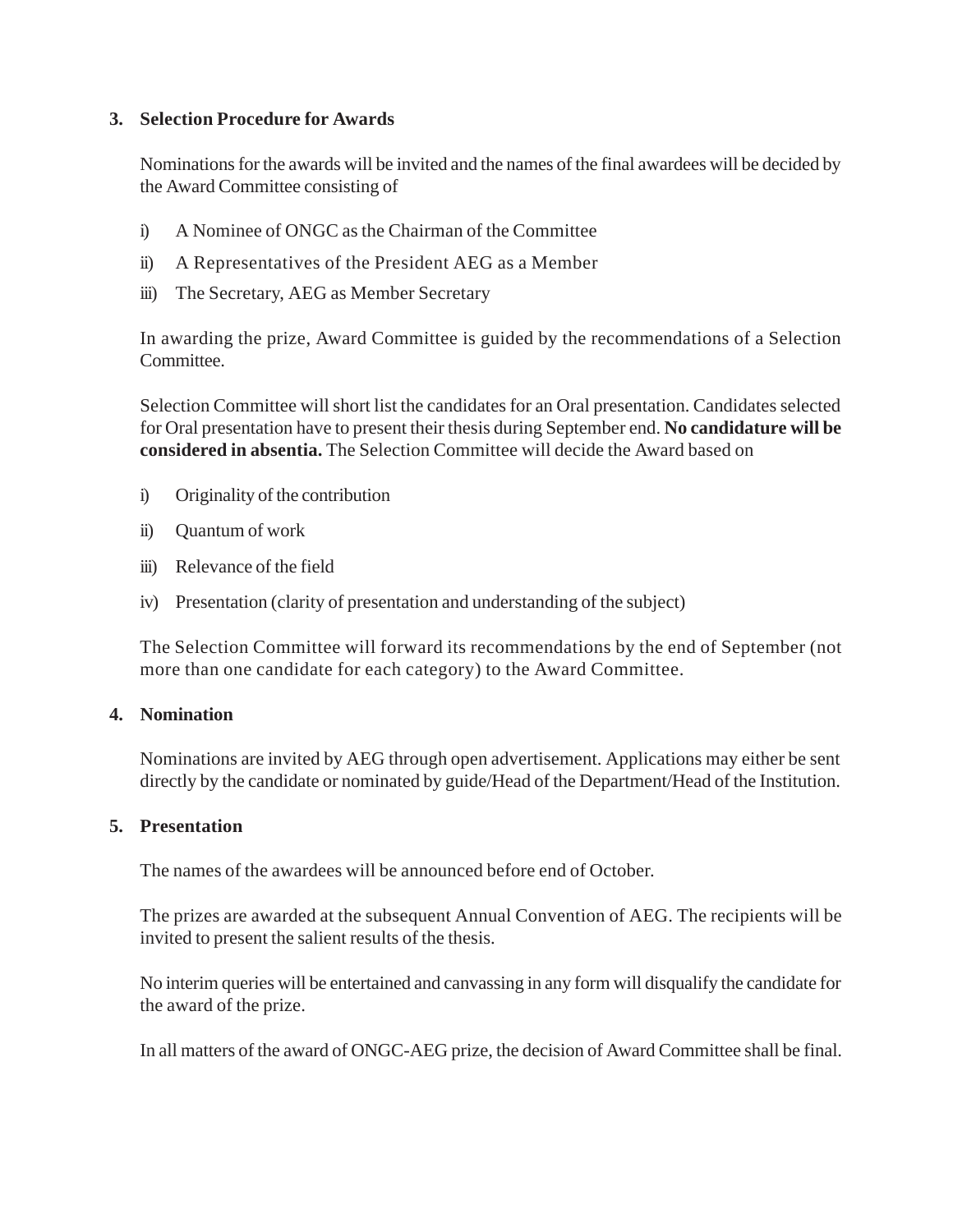## 3. Selection Procedure for Awards

Nominations for the awards will be invited and the names of the final awardees will be decided by the Award Committee consisting of

i) A Nominee of ONGC as the Chairman of the Committee

ii) A Representatives of the President AEG as a Member

iii) The Secretary, AEG as Member Secretary

In awarding the prize, Award Committee is guided by the recommendations of a Selection Committee.

Selection Committee will short list the candidates for an Oral presentation. Candidates selected for Oral presentation have to present their thesis during September end. **No candidature will be considered in absentia.** The Selection Committee will decide the Award based on

i) Originality of the contribution

ii) Quantum of work

iii) Relevance of the field

iv) Presentation (clarity of presentation and understanding of the subject)

The Selection Committee will forward its recommendations by the end of September (not more than one candidate for each category) to the Award Committee.

## 4. Nomination

Nominations are invited by AEG through open advertisement. Applications may either be sent directly by the candidate or nominated by guide/Head of the Department/Head of the Institution.

## 5. Presentation

The names of the awardees will be announced before end of October.

The prizes are awarded at the subsequent Annual Convention of AEG. The recipients will be invited to present the salient results of the thesis.

No interim queries will be entertained and canvassing in any form will disqualify the candidate for the award of the prize.

In all matters of the award of ONGC-AEG prize, the decision of Award Committee shall be final.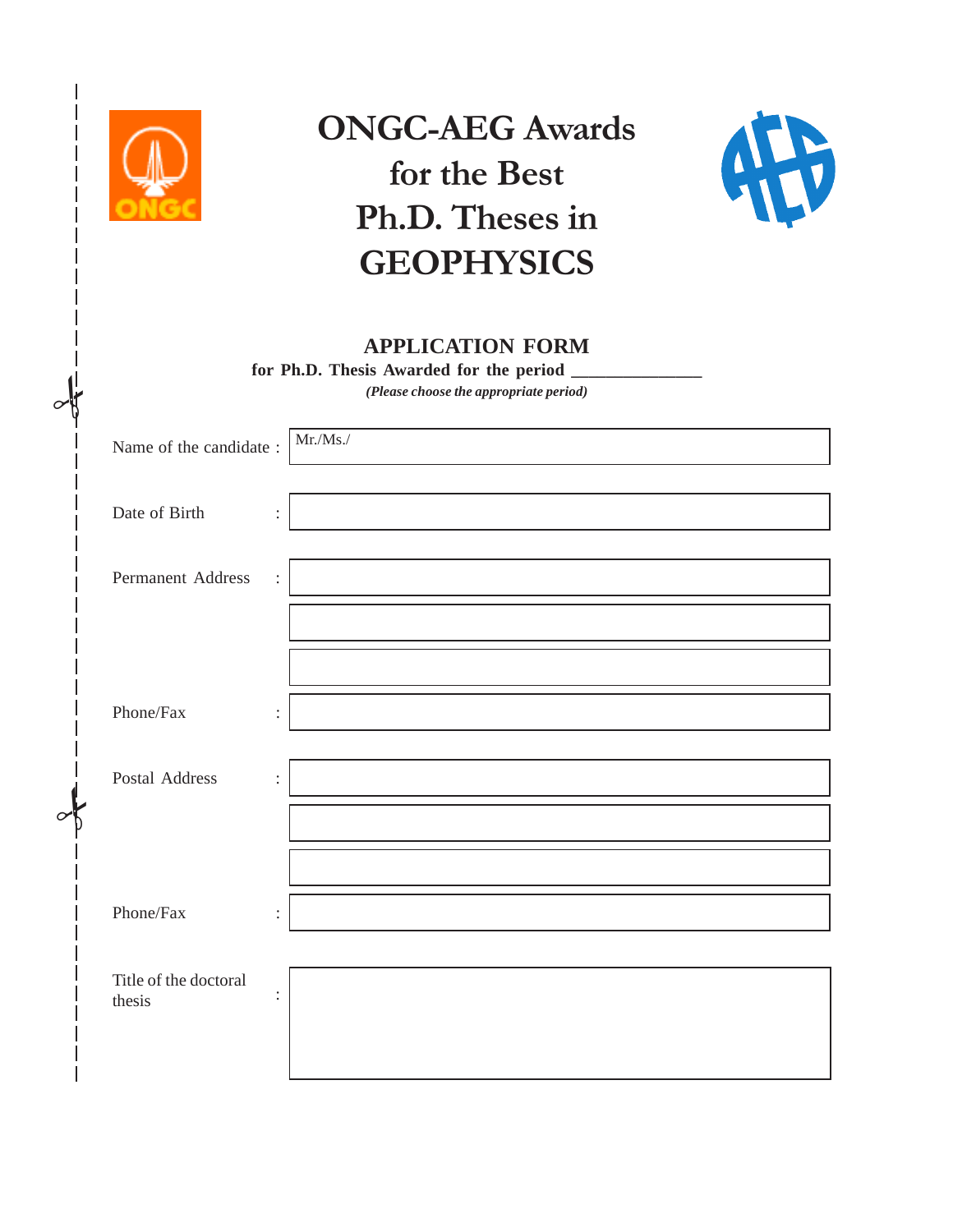# ONGC-AEG Awards for the Best Ph.D. Theses in GEOPHYSICS

## APPLICATION FORM

**for Ph.D. Thesis Awarded for the period \_\_\_\_\_\_\_\_\_\_\_\_\_\_\_**

***(Please choose the appropriate period)***

| | | |
|---|---|---|
| Name of the candidate | : | Mr./Ms./ |
| Date of Birth | : | |
| Permanent Address | : | |
| | | |
| | | |
| Phone/Fax | : | |
| Postal Address | : | |
| | | |
| | | |
| Phone/Fax | : | |
| Title of the doctoral thesis | : | |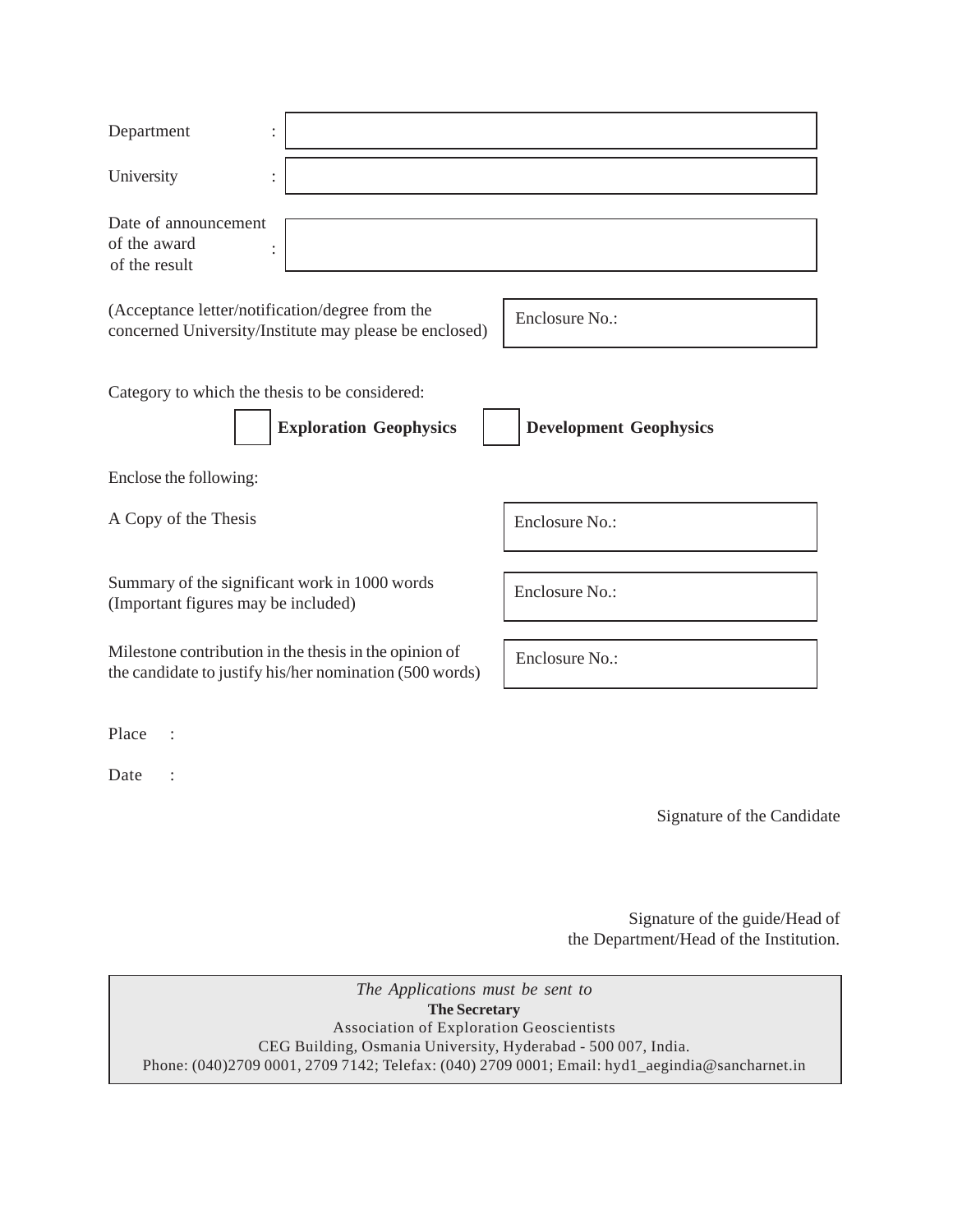Department :

University :

Date of announcement of the award of the result :

(Acceptance letter/notification/degree from the concerned University/Institute may please be enclosed)

Enclosure No.:

Category to which the thesis to be considered:

☐ **Exploration Geophysics** ☐ **Development Geophysics**

Enclose the following:

| | |
|---|---|
| A Copy of the Thesis | Enclosure No.: |
| Summary of the significant work in 1000 words (Important figures may be included) | Enclosure No.: |
| Milestone contribution in the thesis in the opinion of the candidate to justify his/her nomination (500 words) | Enclosure No.: |

Place :

Date :

Signature of the Candidate

Signature of the guide/Head of the Department/Head of the Institution.

*The Applications must be sent to*

**The Secretary**

Association of Exploration Geoscientists

CEG Building, Osmania University, Hyderabad - 500 007, India.

Phone: (040)2709 0001, 2709 7142; Telefax: (040) 2709 0001; Email: hyd1_aegindia@sancharnet.in